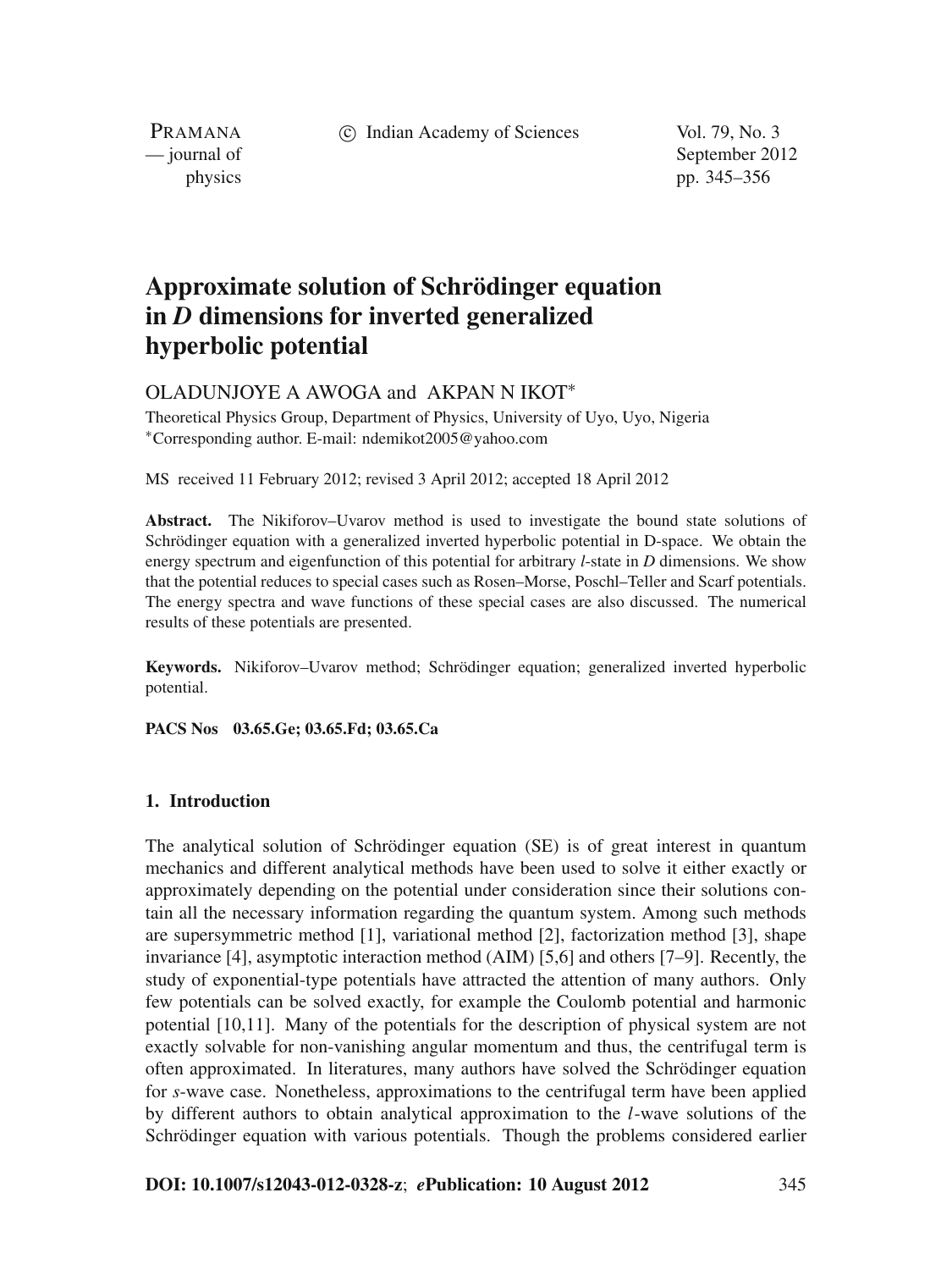# Approximate solution of Schrödinger equation in *D* dimensions for inverted generalized hyperbolic potential

OLADUNJOYE A AWOGA and AKPAN N IKOT*

Theoretical Physics Group, Department of Physics, University of Uyo, Uyo, Nigeria
*Corresponding author. E-mail: ndemikot2005@yahoo.com

MS received 11 February 2012; revised 3 April 2012; accepted 18 April 2012

**Abstract.** The Nikiforov–Uvarov method is used to investigate the bound state solutions of Schrödinger equation with a generalized inverted hyperbolic potential in D-space. We obtain the energy spectrum and eigenfunction of this potential for arbitrary *l*-state in *D* dimensions. We show that the potential reduces to special cases such as Rosen–Morse, Poschl–Teller and Scarf potentials. The energy spectra and wave functions of these special cases are also discussed. The numerical results of these potentials are presented.

**Keywords.** Nikiforov–Uvarov method; Schrödinger equation; generalized inverted hyperbolic potential.

**PACS Nos** 03.65.Ge; 03.65.Fd; 03.65.Ca

## 1. Introduction

The analytical solution of Schrödinger equation (SE) is of great interest in quantum mechanics and different analytical methods have been used to solve it either exactly or approximately depending on the potential under consideration since their solutions contain all the necessary information regarding the quantum system. Among such methods are supersymmetric method [1], variational method [2], factorization method [3], shape invariance [4], asymptotic interaction method (AIM) [5,6] and others [7–9]. Recently, the study of exponential-type potentials have attracted the attention of many authors. Only few potentials can be solved exactly, for example the Coulomb potential and harmonic potential [10,11]. Many of the potentials for the description of physical system are not exactly solvable for non-vanishing angular momentum and thus, the centrifugal term is often approximated. In literatures, many authors have solved the Schrödinger equation for *s*-wave case. Nonetheless, approximations to the centrifugal term have been applied by different authors to obtain analytical approximation to the *l*-wave solutions of the Schrödinger equation with various potentials. Though the problems considered earlier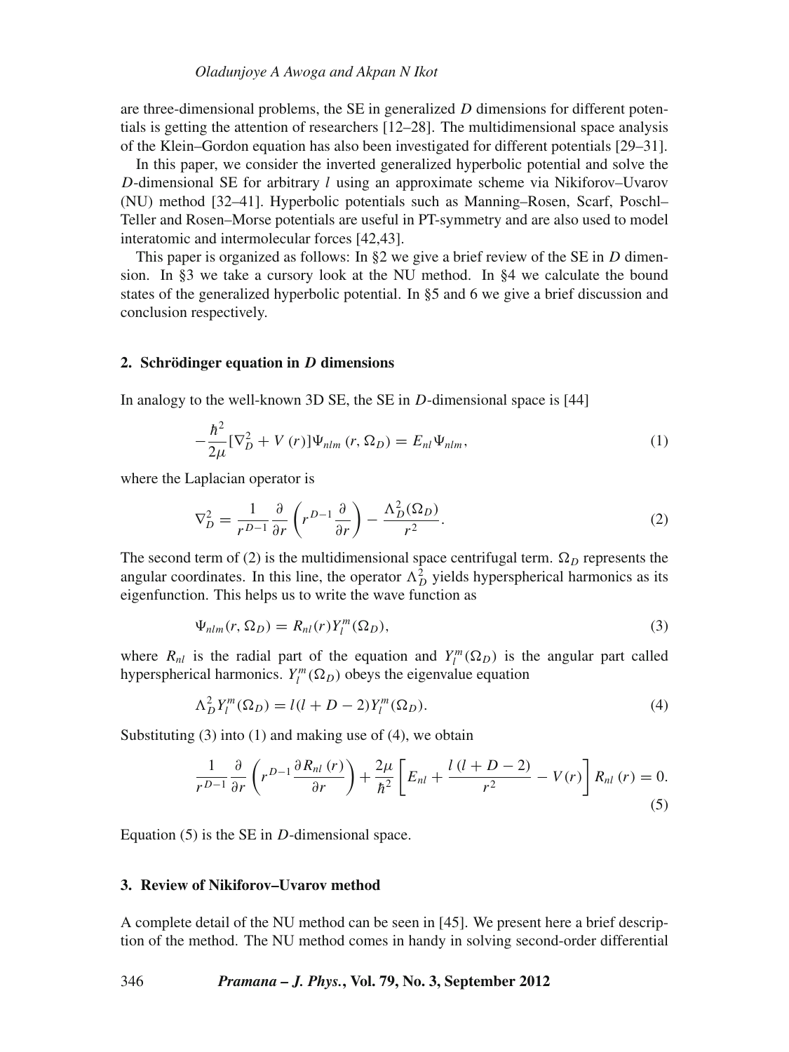are three-dimensional problems, the SE in generalized $D$ dimensions for different potentials is getting the attention of researchers [12–28]. The multidimensional space analysis of the Klein–Gordon equation has also been investigated for different potentials [29–31].

In this paper, we consider the inverted generalized hyperbolic potential and solve the $D$-dimensional SE for arbitrary $l$ using an approximate scheme via Nikiforov–Uvarov (NU) method [32–41]. Hyperbolic potentials such as Manning–Rosen, Scarf, Poschl–Teller and Rosen–Morse potentials are useful in PT-symmetry and are also used to model interatomic and intermolecular forces [42,43].

This paper is organized as follows: In §2 we give a brief review of the SE in $D$ dimension. In §3 we take a cursory look at the NU method. In §4 we calculate the bound states of the generalized hyperbolic potential. In §5 and 6 we give a brief discussion and conclusion respectively.

## 2. Schrödinger equation in *D* dimensions

In analogy to the well-known 3D SE, the SE in $D$-dimensional space is [44]

$$-\frac{\hbar^2}{2\mu}[\nabla_D^2 + V(r)]\Psi_{nlm}(r, \Omega_D) = E_{nl}\Psi_{nlm}, \tag{1}$$

where the Laplacian operator is

$$\nabla_D^2 = \frac{1}{r^{D-1}}\frac{\partial}{\partial r}\left(r^{D-1}\frac{\partial}{\partial r}\right) - \frac{\Lambda_D^2(\Omega_D)}{r^2}. \tag{2}$$

The second term of (2) is the multidimensional space centrifugal term. $\Omega_D$ represents the angular coordinates. In this line, the operator $\Lambda_D^2$ yields hyperspherical harmonics as its eigenfunction. This helps us to write the wave function as

$$\Psi_{nlm}(r, \Omega_D) = R_{nl}(r)Y_l^m(\Omega_D), \tag{3}$$

where $R_{nl}$ is the radial part of the equation and $Y_l^m(\Omega_D)$ is the angular part called hyperspherical harmonics. $Y_l^m(\Omega_D)$ obeys the eigenvalue equation

$$\Lambda_D^2 Y_l^m(\Omega_D) = l(l + D - 2)Y_l^m(\Omega_D). \tag{4}$$

Substituting (3) into (1) and making use of (4), we obtain

$$\frac{1}{r^{D-1}}\frac{\partial}{\partial r}\left(r^{D-1}\frac{\partial R_{nl}(r)}{\partial r}\right) + \frac{2\mu}{\hbar^2}\left[E_{nl} + \frac{l(l+D-2)}{r^2} - V(r)\right]R_{nl}(r) = 0. \tag{5}$$

Equation (5) is the SE in $D$-dimensional space.

## 3. Review of Nikiforov–Uvarov method

A complete detail of the NU method can be seen in [45]. We present here a brief description of the method. The NU method comes in handy in solving second-order differential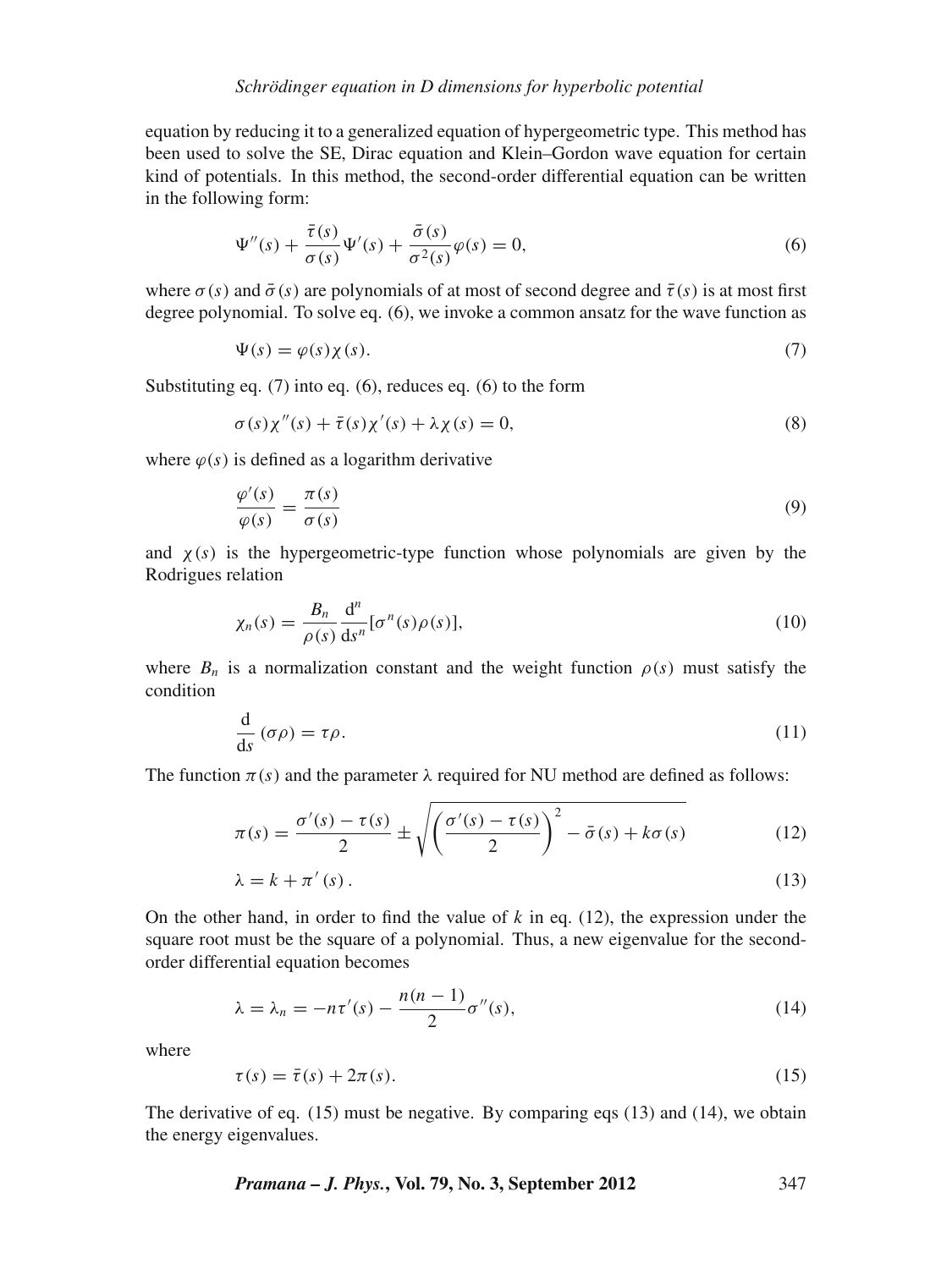equation by reducing it to a generalized equation of hypergeometric type. This method has been used to solve the SE, Dirac equation and Klein–Gordon wave equation for certain kind of potentials. In this method, the second-order differential equation can be written in the following form:

$$\Psi''(s) + \frac{\bar{\tau}(s)}{\sigma(s)}\Psi'(s) + \frac{\bar{\sigma}(s)}{\sigma^2(s)}\varphi(s) = 0, \tag{6}$$

where $\sigma(s)$ and $\bar{\sigma}(s)$ are polynomials of at most of second degree and $\bar{\tau}(s)$ is at most first degree polynomial. To solve eq. (6), we invoke a common ansatz for the wave function as

$$\Psi(s) = \varphi(s)\chi(s). \tag{7}$$

Substituting eq. (7) into eq. (6), reduces eq. (6) to the form

$$\sigma(s)\chi''(s) + \bar{\tau}(s)\chi'(s) + \lambda\chi(s) = 0, \tag{8}$$

where $\varphi(s)$ is defined as a logarithm derivative

$$\frac{\varphi'(s)}{\varphi(s)} = \frac{\pi(s)}{\sigma(s)} \tag{9}$$

and $\chi(s)$ is the hypergeometric-type function whose polynomials are given by the Rodrigues relation

$$\chi_n(s) = \frac{B_n}{\rho(s)}\frac{\mathrm{d}^n}{\mathrm{d}s^n}[\sigma^n(s)\rho(s)], \tag{10}$$

where $B_n$ is a normalization constant and the weight function $\rho(s)$ must satisfy the condition

$$\frac{\mathrm{d}}{\mathrm{d}s}(\sigma\rho) = \tau\rho. \tag{11}$$

The function $\pi(s)$ and the parameter $\lambda$ required for NU method are defined as follows:

$$\pi(s) = \frac{\sigma'(s) - \tau(s)}{2} \pm \sqrt{\left(\frac{\sigma'(s) - \tau(s)}{2}\right)^2 - \bar{\sigma}(s) + k\sigma(s)} \tag{12}$$

$$\lambda = k + \pi'(s). \tag{13}$$

On the other hand, in order to find the value of $k$ in eq. (12), the expression under the square root must be the square of a polynomial. Thus, a new eigenvalue for the second-order differential equation becomes

$$\lambda = \lambda_n = -n\tau'(s) - \frac{n(n-1)}{2}\sigma''(s), \tag{14}$$

where

$$\tau(s) = \bar{\tau}(s) + 2\pi(s). \tag{15}$$

The derivative of eq. (15) must be negative. By comparing eqs (13) and (14), we obtain the energy eigenvalues.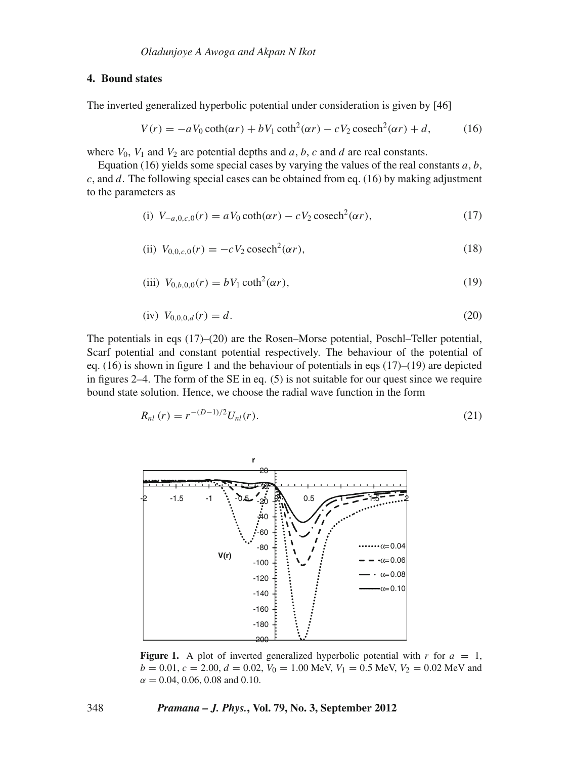## 4. Bound states

The inverted generalized hyperbolic potential under consideration is given by [46]

$$V(r) = -aV_0 \coth(\alpha r) + bV_1 \coth^2(\alpha r) - cV_2\, \text{cosech}^2(\alpha r) + d, \tag{16}$$

where $V_0$, $V_1$ and $V_2$ are potential depths and $a$, $b$, $c$ and $d$ are real constants.

Equation (16) yields some special cases by varying the values of the real constants $a$, $b$, $c$, and $d$. The following special cases can be obtained from eq. (16) by making adjustment to the parameters as

$$\text{(i)}\ V_{-a,0,c,0}(r) = aV_0 \coth(\alpha r) - cV_2\, \text{cosech}^2(\alpha r), \tag{17}$$

$$\text{(ii)}\ V_{0,0,c,0}(r) = -cV_2\, \text{cosech}^2(\alpha r), \tag{18}$$

$$\text{(iii)}\ V_{0,b,0,0}(r) = bV_1 \coth^2(\alpha r), \tag{19}$$

$$\text{(iv)}\ V_{0,0,0,d}(r) = d. \tag{20}$$

The potentials in eqs (17)–(20) are the Rosen–Morse potential, Poschl–Teller potential, Scarf potential and constant potential respectively. The behaviour of the potential of eq. (16) is shown in figure 1 and the behaviour of potentials in eqs (17)–(19) are depicted in figures 2–4. The form of the SE in eq. (5) is not suitable for our quest since we require bound state solution. Hence, we choose the radial wave function in the form

$$R_{nl}(r) = r^{-(D-1)/2} U_{nl}(r). \tag{21}$$

**Figure 1.** A plot of inverted generalized hyperbolic potential with $r$ for $a = 1$, $b = 0.01$, $c = 2.00$, $d = 0.02$, $V_0 = 1.00$ MeV, $V_1 = 0.5$ MeV, $V_2 = 0.02$ MeV and $\alpha = 0.04$, 0.06, 0.08 and 0.10.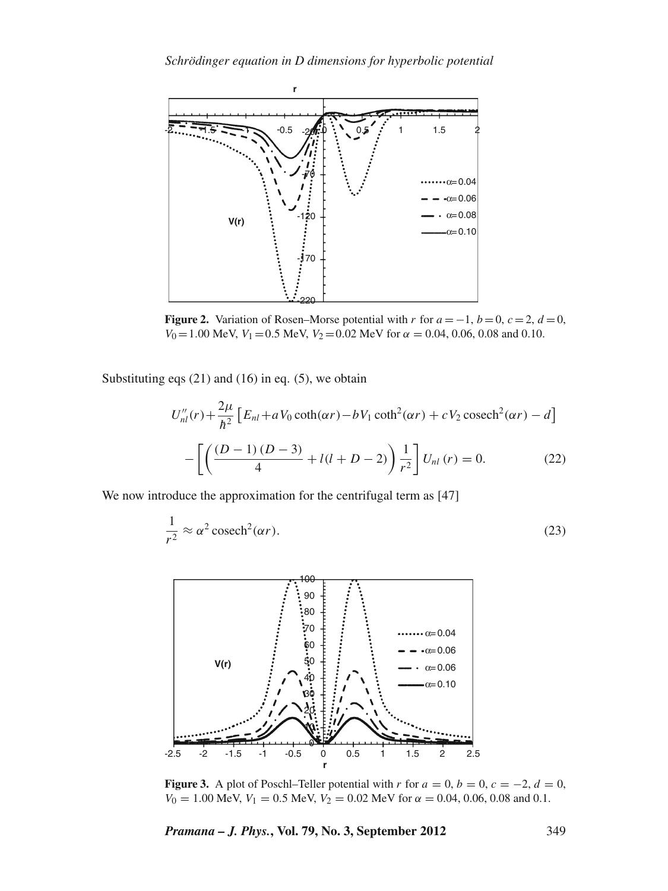**Figure 2.** Variation of Rosen–Morse potential with $r$ for $a = -1$, $b = 0$, $c = 2$, $d = 0$, $V_0 = 1.00$ MeV, $V_1 = 0.5$ MeV, $V_2 = 0.02$ MeV for $\alpha = 0.04$, 0.06, 0.08 and 0.10.

Substituting eqs (21) and (16) in eq. (5), we obtain

$$U''_{nl}(r) + \frac{2\mu}{\hbar^2}\left[E_{nl} + aV_0\coth(\alpha r) - bV_1\coth^2(\alpha r) + cV_2\,\mathrm{cosech}^2(\alpha r) - d\right]$$

$$-\left[\left(\frac{(D-1)(D-3)}{4} + l(l+D-2)\right)\frac{1}{r^2}\right]U_{nl}(r) = 0. \tag{22}$$

We now introduce the approximation for the centrifugal term as [47]

$$\frac{1}{r^2} \approx \alpha^2\,\mathrm{cosech}^2(\alpha r). \tag{23}$$

**Figure 3.** A plot of Poschl–Teller potential with $r$ for $a = 0$, $b = 0$, $c = -2$, $d = 0$, $V_0 = 1.00$ MeV, $V_1 = 0.5$ MeV, $V_2 = 0.02$ MeV for $\alpha = 0.04$, 0.06, 0.08 and 0.1.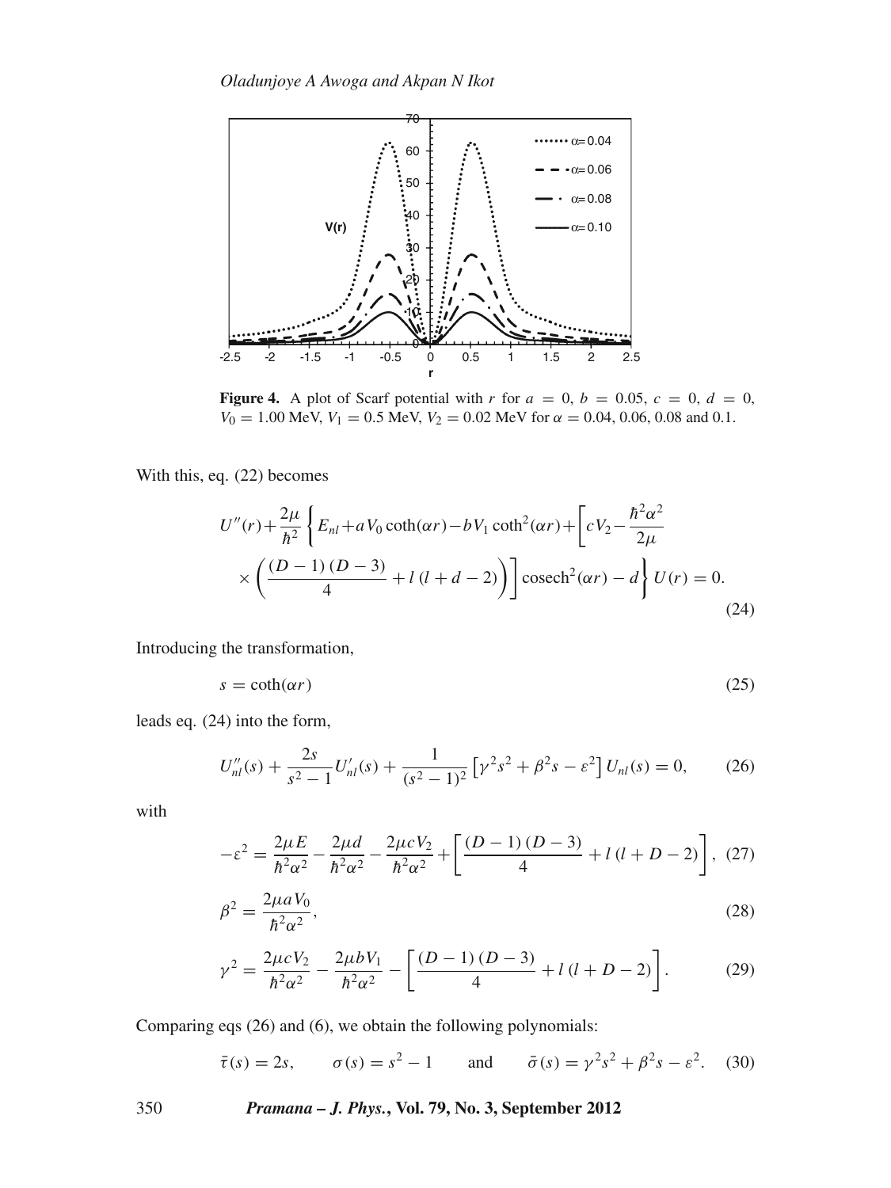**Figure 4.** A plot of Scarf potential with $r$ for $a = 0$, $b = 0.05$, $c = 0$, $d = 0$, $V_0 = 1.00$ MeV, $V_1 = 0.5$ MeV, $V_2 = 0.02$ MeV for $\alpha = 0.04$, 0.06, 0.08 and 0.1.

With this, eq. (22) becomes

$$U''(r)+\frac{2\mu}{\hbar^2}\left\{E_{nl}+aV_0\coth(\alpha r)-bV_1\coth^2(\alpha r)+\left[cV_2-\frac{\hbar^2\alpha^2}{2\mu}\times\left(\frac{(D-1)(D-3)}{4}+l(l+d-2)\right)\right]\text{cosech}^2(\alpha r)-d\right\}U(r)=0. \tag{24}$$

Introducing the transformation,

$$s=\coth(\alpha r) \tag{25}$$

leads eq. (24) into the form,

$$U''_{nl}(s)+\frac{2s}{s^2-1}U'_{nl}(s)+\frac{1}{(s^2-1)^2}\left[\gamma^2 s^2+\beta^2 s-\varepsilon^2\right]U_{nl}(s)=0, \tag{26}$$

with

$$-\varepsilon^2=\frac{2\mu E}{\hbar^2\alpha^2}-\frac{2\mu d}{\hbar^2\alpha^2}-\frac{2\mu cV_2}{\hbar^2\alpha^2}+\left[\frac{(D-1)(D-3)}{4}+l(l+D-2)\right], \tag{27}$$

$$\beta^2=\frac{2\mu aV_0}{\hbar^2\alpha^2}, \tag{28}$$

$$\gamma^2=\frac{2\mu cV_2}{\hbar^2\alpha^2}-\frac{2\mu bV_1}{\hbar^2\alpha^2}-\left[\frac{(D-1)(D-3)}{4}+l(l+D-2)\right]. \tag{29}$$

Comparing eqs (26) and (6), we obtain the following polynomials:

$$\bar{\tau}(s)=2s,\qquad \sigma(s)=s^2-1\qquad\text{and}\qquad \bar{\sigma}(s)=\gamma^2 s^2+\beta^2 s-\varepsilon^2. \tag{30}$$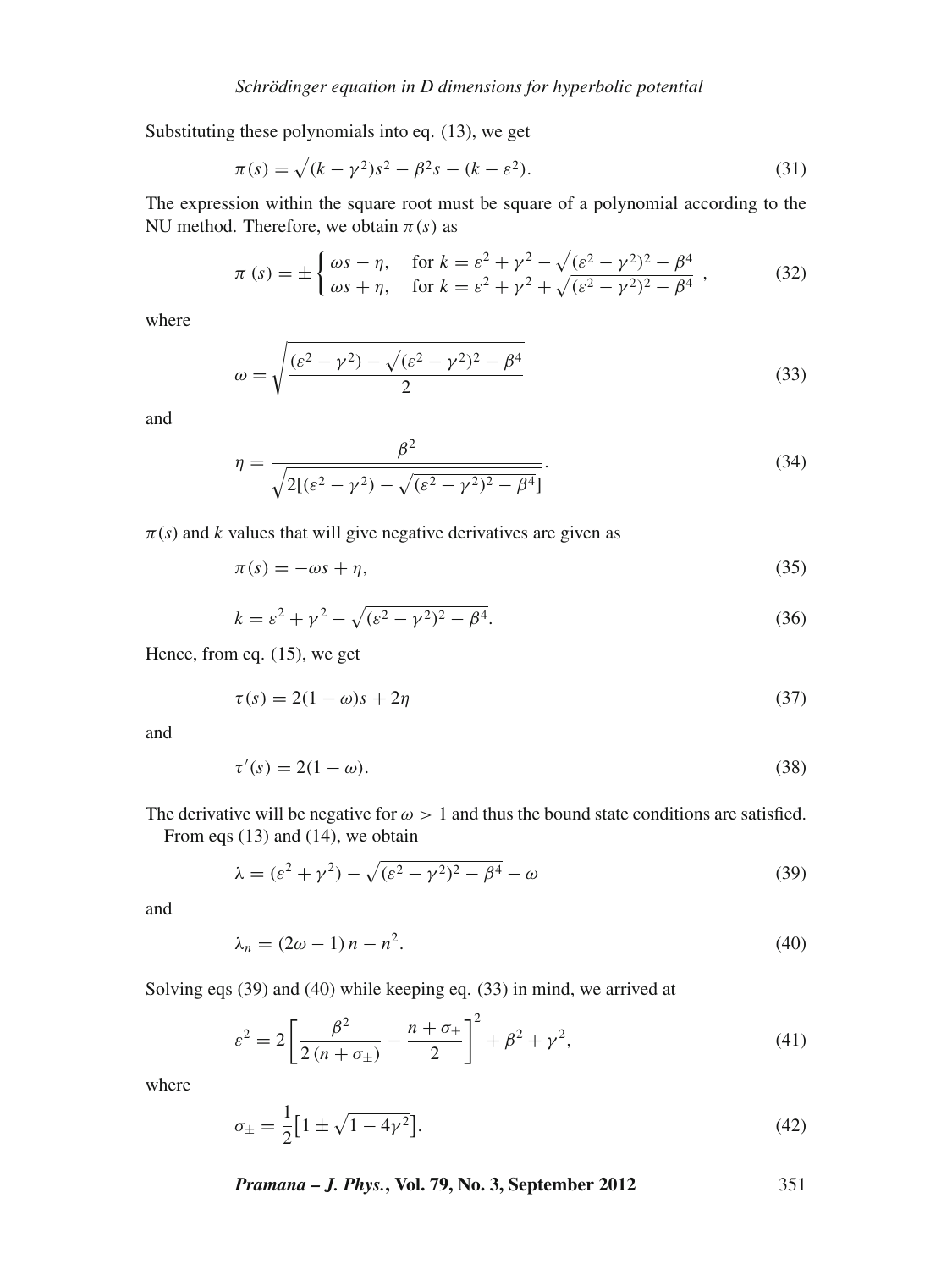Substituting these polynomials into eq. (13), we get

$$\pi(s) = \sqrt{(k - \gamma^2)s^2 - \beta^2 s - (k - \varepsilon^2)}. \tag{31}$$

The expression within the square root must be square of a polynomial according to the NU method. Therefore, we obtain $\pi(s)$ as

$$\pi(s) = \pm \begin{cases} \omega s - \eta, & \text{for } k = \varepsilon^2 + \gamma^2 - \sqrt{(\varepsilon^2 - \gamma^2)^2 - \beta^4} \\ \omega s + \eta, & \text{for } k = \varepsilon^2 + \gamma^2 + \sqrt{(\varepsilon^2 - \gamma^2)^2 - \beta^4} \end{cases}, \tag{32}$$

where

$$\omega = \sqrt{\frac{(\varepsilon^2 - \gamma^2) - \sqrt{(\varepsilon^2 - \gamma^2)^2 - \beta^4}}{2}} \tag{33}$$

and

$$\eta = \frac{\beta^2}{\sqrt{2[(\varepsilon^2 - \gamma^2) - \sqrt{(\varepsilon^2 - \gamma^2)^2 - \beta^4}]}}. \tag{34}$$

$\pi(s)$ and $k$ values that will give negative derivatives are given as

$$\pi(s) = -\omega s + \eta, \tag{35}$$

$$k = \varepsilon^2 + \gamma^2 - \sqrt{(\varepsilon^2 - \gamma^2)^2 - \beta^4}. \tag{36}$$

Hence, from eq. (15), we get

$$\tau(s) = 2(1 - \omega)s + 2\eta \tag{37}$$

and

$$\tau'(s) = 2(1 - \omega). \tag{38}$$

The derivative will be negative for $\omega > 1$ and thus the bound state conditions are satisfied.

From eqs (13) and (14), we obtain

$$\lambda = (\varepsilon^2 + \gamma^2) - \sqrt{(\varepsilon^2 - \gamma^2)^2 - \beta^4} - \omega \tag{39}$$

and

$$\lambda_n = (2\omega - 1)\, n - n^2. \tag{40}$$

Solving eqs (39) and (40) while keeping eq. (33) in mind, we arrived at

$$\varepsilon^2 = 2\left[\frac{\beta^2}{2\,(n + \sigma_\pm)} - \frac{n + \sigma_\pm}{2}\right]^2 + \beta^2 + \gamma^2, \tag{41}$$

where

$$\sigma_\pm = \frac{1}{2}\left[1 \pm \sqrt{1 - 4\gamma^2}\right]. \tag{42}$$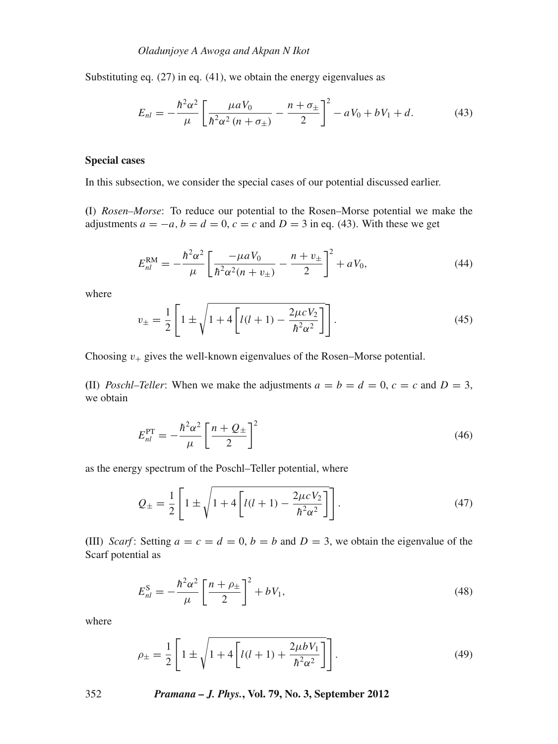Substituting eq. (27) in eq. (41), we obtain the energy eigenvalues as

$$E_{nl} = -\frac{\hbar^2\alpha^2}{\mu}\left[\frac{\mu a V_0}{\hbar^2\alpha^2\,(n+\sigma_\pm)} - \frac{n+\sigma_\pm}{2}\right]^2 - aV_0 + bV_1 + d. \tag{43}$$

### Special cases

In this subsection, we consider the special cases of our potential discussed earlier.

(I) *Rosen–Morse*: To reduce our potential to the Rosen–Morse potential we make the adjustments $a = -a$, $b = d = 0$, $c = c$ and $D = 3$ in eq. (43). With these we get

$$E_{nl}^{\mathrm{RM}} = -\frac{\hbar^2\alpha^2}{\mu}\left[\frac{-\mu a V_0}{\hbar^2\alpha^2(n+v_\pm)} - \frac{n+v_\pm}{2}\right]^2 + aV_0, \tag{44}$$

where

$$v_\pm = \frac{1}{2}\left[1 \pm \sqrt{1 + 4\left[l(l+1) - \frac{2\mu c V_2}{\hbar^2\alpha^2}\right]}\right]. \tag{45}$$

Choosing $v_+$ gives the well-known eigenvalues of the Rosen–Morse potential.

(II) *Poschl–Teller*: When we make the adjustments $a = b = d = 0$, $c = c$ and $D = 3$, we obtain

$$E_{nl}^{\mathrm{PT}} = -\frac{\hbar^2\alpha^2}{\mu}\left[\frac{n+Q_\pm}{2}\right]^2 \tag{46}$$

as the energy spectrum of the Poschl–Teller potential, where

$$Q_\pm = \frac{1}{2}\left[1 \pm \sqrt{1 + 4\left[l(l+1) - \frac{2\mu c V_2}{\hbar^2\alpha^2}\right]}\right]. \tag{47}$$

(III) *Scarf*: Setting $a = c = d = 0$, $b = b$ and $D = 3$, we obtain the eigenvalue of the Scarf potential as

$$E_{nl}^{\mathrm{S}} = -\frac{\hbar^2\alpha^2}{\mu}\left[\frac{n+\rho_\pm}{2}\right]^2 + bV_1, \tag{48}$$

where

$$\rho_\pm = \frac{1}{2}\left[1 \pm \sqrt{1 + 4\left[l(l+1) + \frac{2\mu b V_1}{\hbar^2\alpha^2}\right]}\right]. \tag{49}$$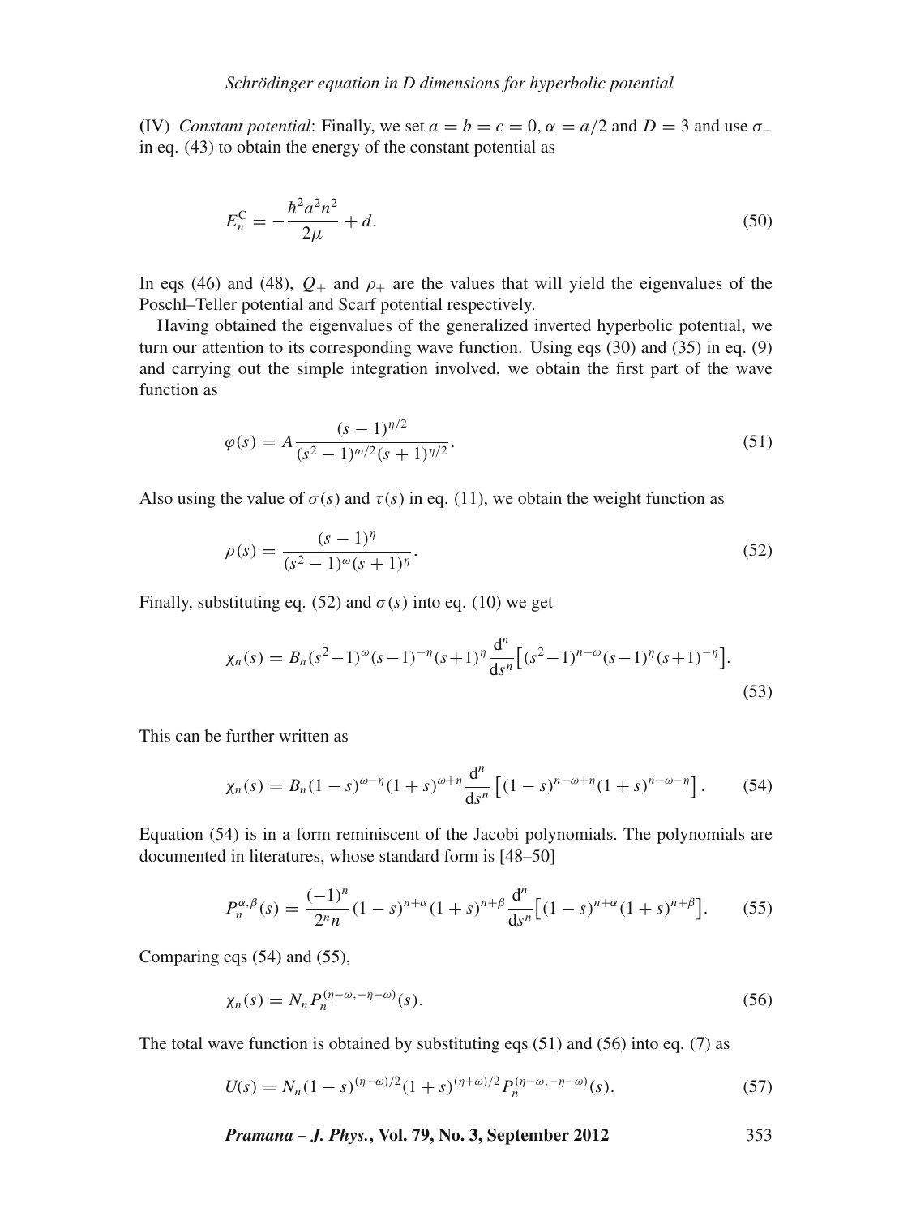(IV) *Constant potential*: Finally, we set $a = b = c = 0$, $\alpha = a/2$ and $D = 3$ and use $\sigma_-$ in eq. (43) to obtain the energy of the constant potential as

$$E_n^{\mathrm{C}} = -\frac{\hbar^2 a^2 n^2}{2\mu} + d. \tag{50}$$

In eqs (46) and (48), $Q_+$ and $\rho_+$ are the values that will yield the eigenvalues of the Poschl–Teller potential and Scarf potential respectively.

Having obtained the eigenvalues of the generalized inverted hyperbolic potential, we turn our attention to its corresponding wave function. Using eqs (30) and (35) in eq. (9) and carrying out the simple integration involved, we obtain the first part of the wave function as

$$\varphi(s) = A\frac{(s-1)^{\eta/2}}{(s^2-1)^{\omega/2}(s+1)^{\eta/2}}. \tag{51}$$

Also using the value of $\sigma(s)$ and $\tau(s)$ in eq. (11), we obtain the weight function as

$$\rho(s) = \frac{(s-1)^{\eta}}{(s^2-1)^{\omega}(s+1)^{\eta}}. \tag{52}$$

Finally, substituting eq. (52) and $\sigma(s)$ into eq. (10) we get

$$\chi_n(s) = B_n(s^2-1)^{\omega}(s-1)^{-\eta}(s+1)^{\eta}\frac{\mathrm{d}^n}{\mathrm{d}s^n}\left[(s^2-1)^{n-\omega}(s-1)^{\eta}(s+1)^{-\eta}\right]. \tag{53}$$

This can be further written as

$$\chi_n(s) = B_n(1-s)^{\omega-\eta}(1+s)^{\omega+\eta}\frac{\mathrm{d}^n}{\mathrm{d}s^n}\left[(1-s)^{n-\omega+\eta}(1+s)^{n-\omega-\eta}\right]. \tag{54}$$

Equation (54) is in a form reminiscent of the Jacobi polynomials. The polynomials are documented in literatures, whose standard form is [48–50]

$$P_n^{\alpha,\beta}(s) = \frac{(-1)^n}{2^n n}(1-s)^{n+\alpha}(1+s)^{n+\beta}\frac{\mathrm{d}^n}{\mathrm{d}s^n}\left[(1-s)^{n+\alpha}(1+s)^{n+\beta}\right]. \tag{55}$$

Comparing eqs (54) and (55),

$$\chi_n(s) = N_n P_n^{(\eta-\omega,-\eta-\omega)}(s). \tag{56}$$

The total wave function is obtained by substituting eqs (51) and (56) into eq. (7) as

$$U(s) = N_n(1-s)^{(\eta-\omega)/2}(1+s)^{(\eta+\omega)/2}P_n^{(\eta-\omega,-\eta-\omega)}(s). \tag{57}$$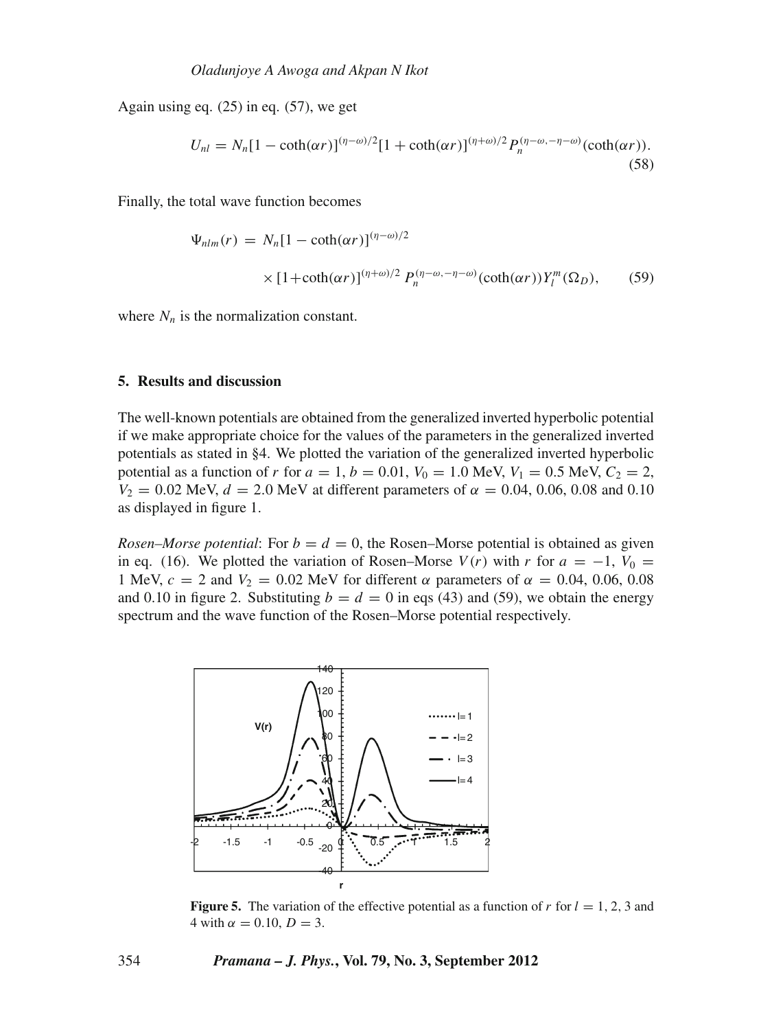Again using eq. (25) in eq. (57), we get

$$U_{nl} = N_n[1 - \coth(\alpha r)]^{(\eta-\omega)/2}[1 + \coth(\alpha r)]^{(\eta+\omega)/2} P_n^{(\eta-\omega,-\eta-\omega)}(\coth(\alpha r)). \tag{58}$$

Finally, the total wave function becomes

$$\Psi_{nlm}(r) = N_n[1 - \coth(\alpha r)]^{(\eta-\omega)/2} \times [1+\coth(\alpha r)]^{(\eta+\omega)/2} P_n^{(\eta-\omega,-\eta-\omega)}(\coth(\alpha r)) Y_l^m(\Omega_D), \tag{59}$$

where $N_n$ is the normalization constant.

## 5. Results and discussion

The well-known potentials are obtained from the generalized inverted hyperbolic potential if we make appropriate choice for the values of the parameters in the generalized inverted potentials as stated in §4. We plotted the variation of the generalized inverted hyperbolic potential as a function of $r$ for $a = 1$, $b = 0.01$, $V_0 = 1.0$ MeV, $V_1 = 0.5$ MeV, $C_2 = 2$, $V_2 = 0.02$ MeV, $d = 2.0$ MeV at different parameters of $\alpha = 0.04$, 0.06, 0.08 and 0.10 as displayed in figure 1.

*Rosen–Morse potential*: For $b = d = 0$, the Rosen–Morse potential is obtained as given in eq. (16). We plotted the variation of Rosen–Morse $V(r)$ with $r$ for $a = -1$, $V_0 = 1$ MeV, $c = 2$ and $V_2 = 0.02$ MeV for different $\alpha$ parameters of $\alpha = 0.04$, 0.06, 0.08 and 0.10 in figure 2. Substituting $b = d = 0$ in eqs (43) and (59), we obtain the energy spectrum and the wave function of the Rosen–Morse potential respectively.

**Figure 5.** The variation of the effective potential as a function of $r$ for $l = 1$, 2, 3 and 4 with $\alpha = 0.10$, $D = 3$.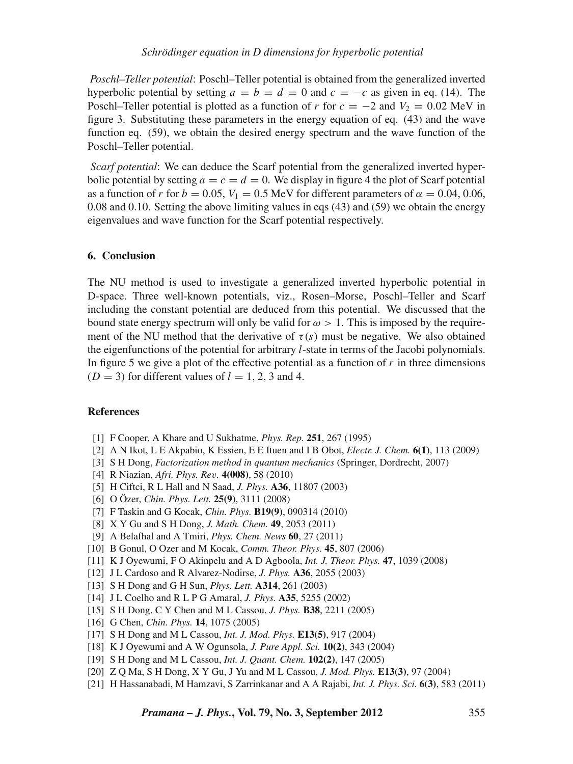*Poschl–Teller potential*: Poschl–Teller potential is obtained from the generalized inverted hyperbolic potential by setting $a = b = d = 0$ and $c = -c$ as given in eq. (14). The Poschl–Teller potential is plotted as a function of $r$ for $c = -2$ and $V_2 = 0.02$ MeV in figure 3. Substituting these parameters in the energy equation of eq. (43) and the wave function eq. (59), we obtain the desired energy spectrum and the wave function of the Poschl–Teller potential.

*Scarf potential*: We can deduce the Scarf potential from the generalized inverted hyperbolic potential by setting $a = c = d = 0$. We display in figure 4 the plot of Scarf potential as a function of $r$ for $b = 0.05$, $V_1 = 0.5$ MeV for different parameters of $\alpha = 0.04$, 0.06, 0.08 and 0.10. Setting the above limiting values in eqs (43) and (59) we obtain the energy eigenvalues and wave function for the Scarf potential respectively.

## 6. Conclusion

The NU method is used to investigate a generalized inverted hyperbolic potential in D-space. Three well-known potentials, viz., Rosen–Morse, Poschl–Teller and Scarf including the constant potential are deduced from this potential. We discussed that the bound state energy spectrum will only be valid for $\omega > 1$. This is imposed by the requirement of the NU method that the derivative of $\tau(s)$ must be negative. We also obtained the eigenfunctions of the potential for arbitrary $l$-state in terms of the Jacobi polynomials. In figure 5 we give a plot of the effective potential as a function of $r$ in three dimensions ($D = 3$) for different values of $l = 1$, 2, 3 and 4.

## References

[1] F Cooper, A Khare and U Sukhatme, *Phys. Rep.* **251**, 267 (1995)
[2] A N Ikot, L E Akpabio, K Essien, E E Ituen and I B Obot, *Electr. J. Chem.* **6(1)**, 113 (2009)
[3] S H Dong, *Factorization method in quantum mechanics* (Springer, Dordrecht, 2007)
[4] R Niazian, *Afri. Phys. Rev*. **4(008)**, 58 (2010)
[5] H Ciftci, R L Hall and N Saad, *J. Phys.* **A36**, 11807 (2003)
[6] O Özer, *Chin. Phys. Lett.* **25(9)**, 3111 (2008)
[7] F Taskin and G Kocak, *Chin. Phys.* **B19(9)**, 090314 (2010)
[8] X Y Gu and S H Dong, *J. Math. Chem.* **49**, 2053 (2011)
[9] A Belafhal and A Tmiri, *Phys. Chem. News* **60**, 27 (2011)
[10] B Gonul, O Ozer and M Kocak, *Comm. Theor. Phys.* **45**, 807 (2006)
[11] K J Oyewumi, F O Akinpelu and A D Agboola, *Int. J. Theor. Phys.* **47**, 1039 (2008)
[12] J L Cardoso and R Alvarez-Nodirse, *J. Phys.* **A36**, 2055 (2003)
[13] S H Dong and G H Sun, *Phys. Lett.* **A314**, 261 (2003)
[14] J L Coelho and R L P G Amaral, *J. Phys.* **A35**, 5255 (2002)
[15] S H Dong, C Y Chen and M L Cassou, *J. Phys.* **B38**, 2211 (2005)
[16] G Chen, *Chin. Phys.* **14**, 1075 (2005)
[17] S H Dong and M L Cassou, *Int. J. Mod. Phys.* **E13(5)**, 917 (2004)
[18] K J Oyewumi and A W Ogunsola, *J. Pure Appl. Sci.* **10(2)**, 343 (2004)
[19] S H Dong and M L Cassou, *Int. J. Quant. Chem.* **102(2)**, 147 (2005)
[20] Z Q Ma, S H Dong, X Y Gu, J Yu and M L Cassou, *J. Mod. Phys.* **E13(3)**, 97 (2004)
[21] H Hassanabadi, M Hamzavi, S Zarrinkanar and A A Rajabi, *Int. J. Phys. Sci.* **6(3)**, 583 (2011)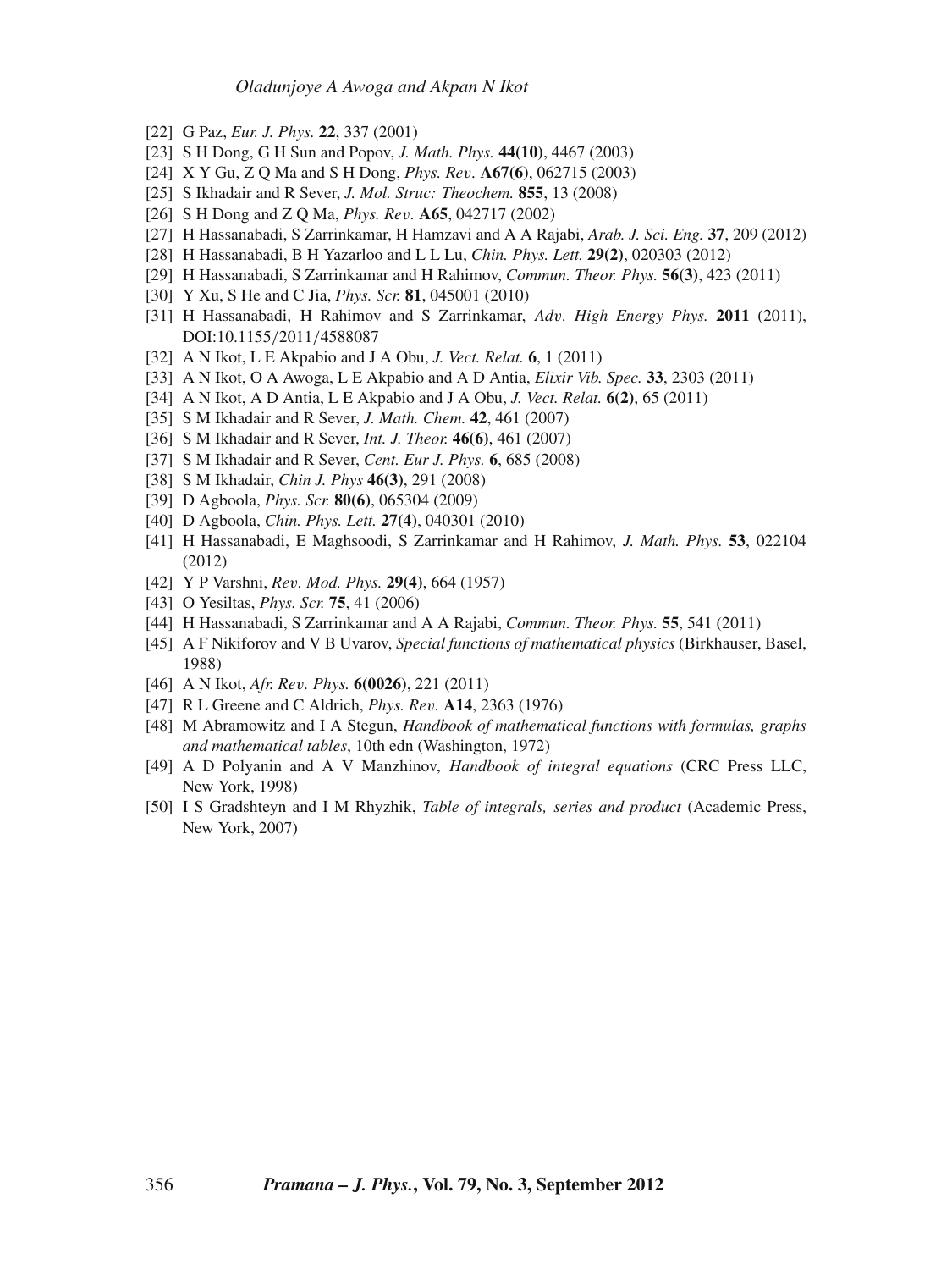[22] G Paz, *Eur. J. Phys.* **22**, 337 (2001)

[23] S H Dong, G H Sun and Popov, *J. Math. Phys.* **44(10)**, 4467 (2003)

[24] X Y Gu, Z Q Ma and S H Dong, *Phys. Rev.* **A67(6)**, 062715 (2003)

[25] S Ikhadair and R Sever, *J. Mol. Struc: Theochem.* **855**, 13 (2008)

[26] S H Dong and Z Q Ma, *Phys. Rev.* **A65**, 042717 (2002)

[27] H Hassanabadi, S Zarrinkamar, H Hamzavi and A A Rajabi, *Arab. J. Sci. Eng.* **37**, 209 (2012)

[28] H Hassanabadi, B H Yazarloo and L L Lu, *Chin. Phys. Lett.* **29(2)**, 020303 (2012)

[29] H Hassanabadi, S Zarrinkamar and H Rahimov, *Commun. Theor. Phys.* **56(3)**, 423 (2011)

[30] Y Xu, S He and C Jia, *Phys. Scr.* **81**, 045001 (2010)

[31] H Hassanabadi, H Rahimov and S Zarrinkamar, *Adv. High Energy Phys.* **2011** (2011), DOI:10.1155/2011/4588087

[32] A N Ikot, L E Akpabio and J A Obu, *J. Vect. Relat.* **6**, 1 (2011)

[33] A N Ikot, O A Awoga, L E Akpabio and A D Antia, *Elixir Vib. Spec.* **33**, 2303 (2011)

[34] A N Ikot, A D Antia, L E Akpabio and J A Obu, *J. Vect. Relat.* **6(2)**, 65 (2011)

[35] S M Ikhadair and R Sever, *J. Math. Chem.* **42**, 461 (2007)

[36] S M Ikhadair and R Sever, *Int. J. Theor.* **46(6)**, 461 (2007)

[37] S M Ikhadair and R Sever, *Cent. Eur J. Phys.* **6**, 685 (2008)

[38] S M Ikhadair, *Chin J. Phys* **46(3)**, 291 (2008)

[39] D Agboola, *Phys. Scr.* **80(6)**, 065304 (2009)

[40] D Agboola, *Chin. Phys. Lett.* **27(4)**, 040301 (2010)

[41] H Hassanabadi, E Maghsoodi, S Zarrinkamar and H Rahimov, *J. Math. Phys.* **53**, 022104 (2012)

[42] Y P Varshni, *Rev. Mod. Phys.* **29(4)**, 664 (1957)

[43] O Yesiltas, *Phys. Scr.* **75**, 41 (2006)

[44] H Hassanabadi, S Zarrinkamar and A A Rajabi, *Commun. Theor. Phys.* **55**, 541 (2011)

[45] A F Nikiforov and V B Uvarov, *Special functions of mathematical physics* (Birkhauser, Basel, 1988)

[46] A N Ikot, *Afr. Rev. Phys.* **6(0026)**, 221 (2011)

[47] R L Greene and C Aldrich, *Phys. Rev.* **A14**, 2363 (1976)

[48] M Abramowitz and I A Stegun, *Handbook of mathematical functions with formulas, graphs and mathematical tables*, 10th edn (Washington, 1972)

[49] A D Polyanin and A V Manzhinov, *Handbook of integral equations* (CRC Press LLC, New York, 1998)

[50] I S Gradshteyn and I M Rhyzhik, *Table of integrals, series and product* (Academic Press, New York, 2007)